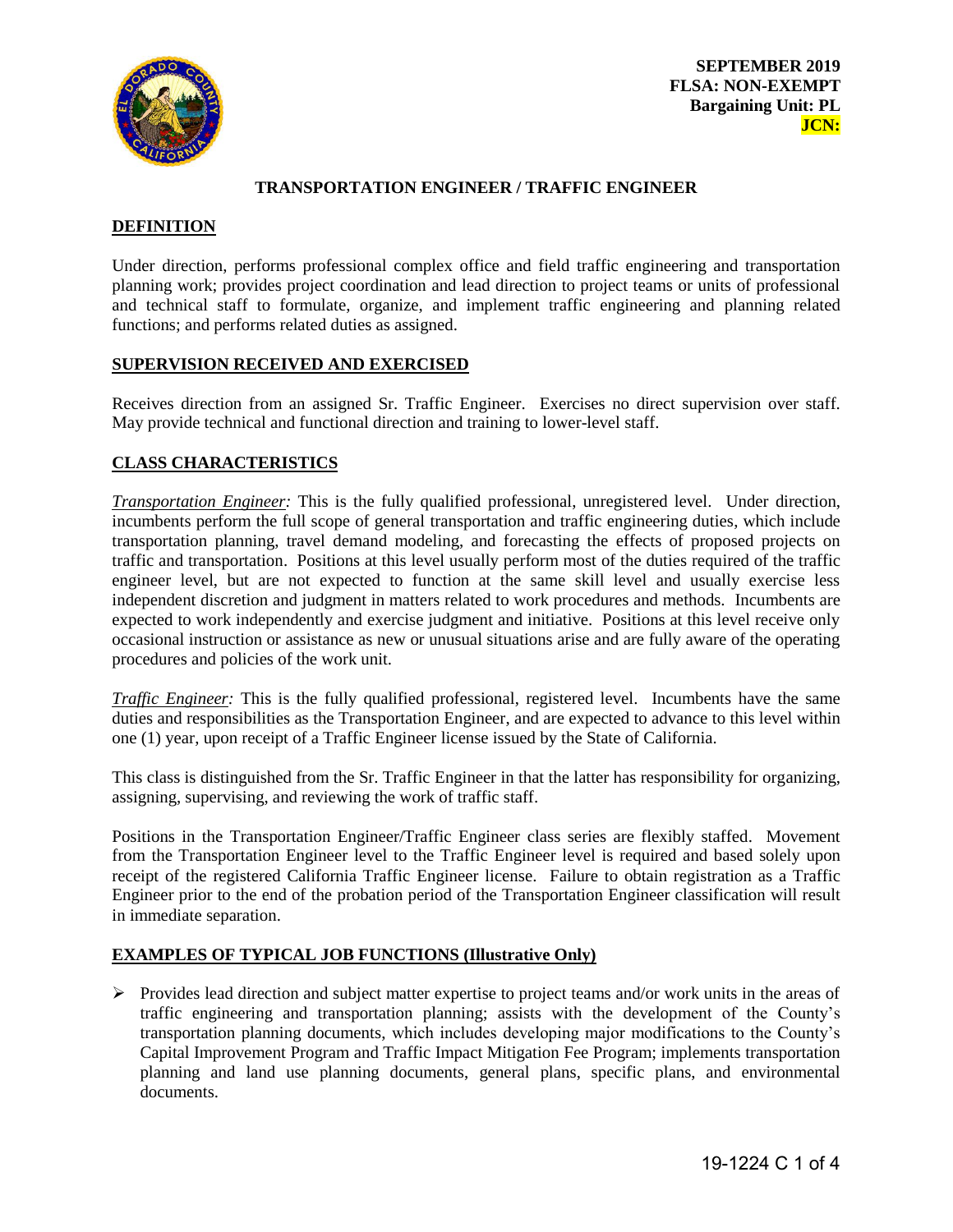**SEPTEMBER 2019**
**FLSA: NON-EXEMPT**
**Bargaining Unit: PL**
**JCN:**

# TRANSPORTATION ENGINEER / TRAFFIC ENGINEER

## DEFINITION

Under direction, performs professional complex office and field traffic engineering and transportation planning work; provides project coordination and lead direction to project teams or units of professional and technical staff to formulate, organize, and implement traffic engineering and planning related functions; and performs related duties as assigned.

## SUPERVISION RECEIVED AND EXERCISED

Receives direction from an assigned Sr. Traffic Engineer. Exercises no direct supervision over staff. May provide technical and functional direction and training to lower-level staff.

## CLASS CHARACTERISTICS

*Transportation Engineer:* This is the fully qualified professional, unregistered level. Under direction, incumbents perform the full scope of general transportation and traffic engineering duties, which include transportation planning, travel demand modeling, and forecasting the effects of proposed projects on traffic and transportation. Positions at this level usually perform most of the duties required of the traffic engineer level, but are not expected to function at the same skill level and usually exercise less independent discretion and judgment in matters related to work procedures and methods. Incumbents are expected to work independently and exercise judgment and initiative. Positions at this level receive only occasional instruction or assistance as new or unusual situations arise and are fully aware of the operating procedures and policies of the work unit.

*Traffic Engineer:* This is the fully qualified professional, registered level. Incumbents have the same duties and responsibilities as the Transportation Engineer, and are expected to advance to this level within one (1) year, upon receipt of a Traffic Engineer license issued by the State of California.

This class is distinguished from the Sr. Traffic Engineer in that the latter has responsibility for organizing, assigning, supervising, and reviewing the work of traffic staff.

Positions in the Transportation Engineer/Traffic Engineer class series are flexibly staffed. Movement from the Transportation Engineer level to the Traffic Engineer level is required and based solely upon receipt of the registered California Traffic Engineer license. Failure to obtain registration as a Traffic Engineer prior to the end of the probation period of the Transportation Engineer classification will result in immediate separation.

## EXAMPLES OF TYPICAL JOB FUNCTIONS (Illustrative Only)

- Provides lead direction and subject matter expertise to project teams and/or work units in the areas of traffic engineering and transportation planning; assists with the development of the County's transportation planning documents, which includes developing major modifications to the County's Capital Improvement Program and Traffic Impact Mitigation Fee Program; implements transportation planning and land use planning documents, general plans, specific plans, and environmental documents.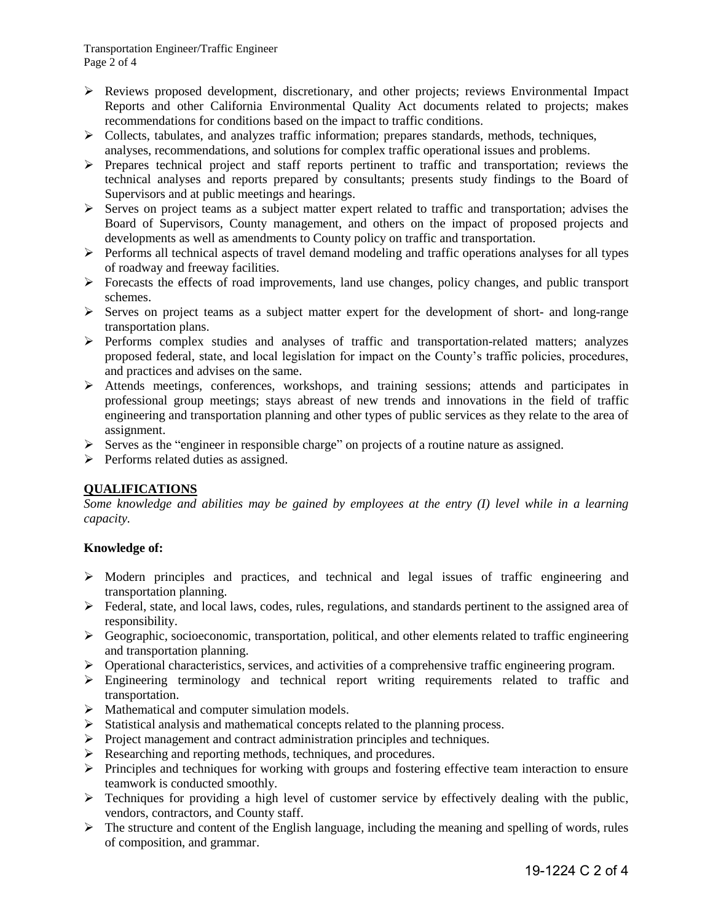- Reviews proposed development, discretionary, and other projects; reviews Environmental Impact Reports and other California Environmental Quality Act documents related to projects; makes recommendations for conditions based on the impact to traffic conditions.
- Collects, tabulates, and analyzes traffic information; prepares standards, methods, techniques, analyses, recommendations, and solutions for complex traffic operational issues and problems.
- Prepares technical project and staff reports pertinent to traffic and transportation; reviews the technical analyses and reports prepared by consultants; presents study findings to the Board of Supervisors and at public meetings and hearings.
- Serves on project teams as a subject matter expert related to traffic and transportation; advises the Board of Supervisors, County management, and others on the impact of proposed projects and developments as well as amendments to County policy on traffic and transportation.
- Performs all technical aspects of travel demand modeling and traffic operations analyses for all types of roadway and freeway facilities.
- Forecasts the effects of road improvements, land use changes, policy changes, and public transport schemes.
- Serves on project teams as a subject matter expert for the development of short- and long-range transportation plans.
- Performs complex studies and analyses of traffic and transportation-related matters; analyzes proposed federal, state, and local legislation for impact on the County's traffic policies, procedures, and practices and advises on the same.
- Attends meetings, conferences, workshops, and training sessions; attends and participates in professional group meetings; stays abreast of new trends and innovations in the field of traffic engineering and transportation planning and other types of public services as they relate to the area of assignment.
- Serves as the "engineer in responsible charge" on projects of a routine nature as assigned.
- Performs related duties as assigned.

## QUALIFICATIONS

*Some knowledge and abilities may be gained by employees at the entry (I) level while in a learning capacity.*

**Knowledge of:**

- Modern principles and practices, and technical and legal issues of traffic engineering and transportation planning.
- Federal, state, and local laws, codes, rules, regulations, and standards pertinent to the assigned area of responsibility.
- Geographic, socioeconomic, transportation, political, and other elements related to traffic engineering and transportation planning.
- Operational characteristics, services, and activities of a comprehensive traffic engineering program.
- Engineering terminology and technical report writing requirements related to traffic and transportation.
- Mathematical and computer simulation models.
- Statistical analysis and mathematical concepts related to the planning process.
- Project management and contract administration principles and techniques.
- Researching and reporting methods, techniques, and procedures.
- Principles and techniques for working with groups and fostering effective team interaction to ensure teamwork is conducted smoothly.
- Techniques for providing a high level of customer service by effectively dealing with the public, vendors, contractors, and County staff.
- The structure and content of the English language, including the meaning and spelling of words, rules of composition, and grammar.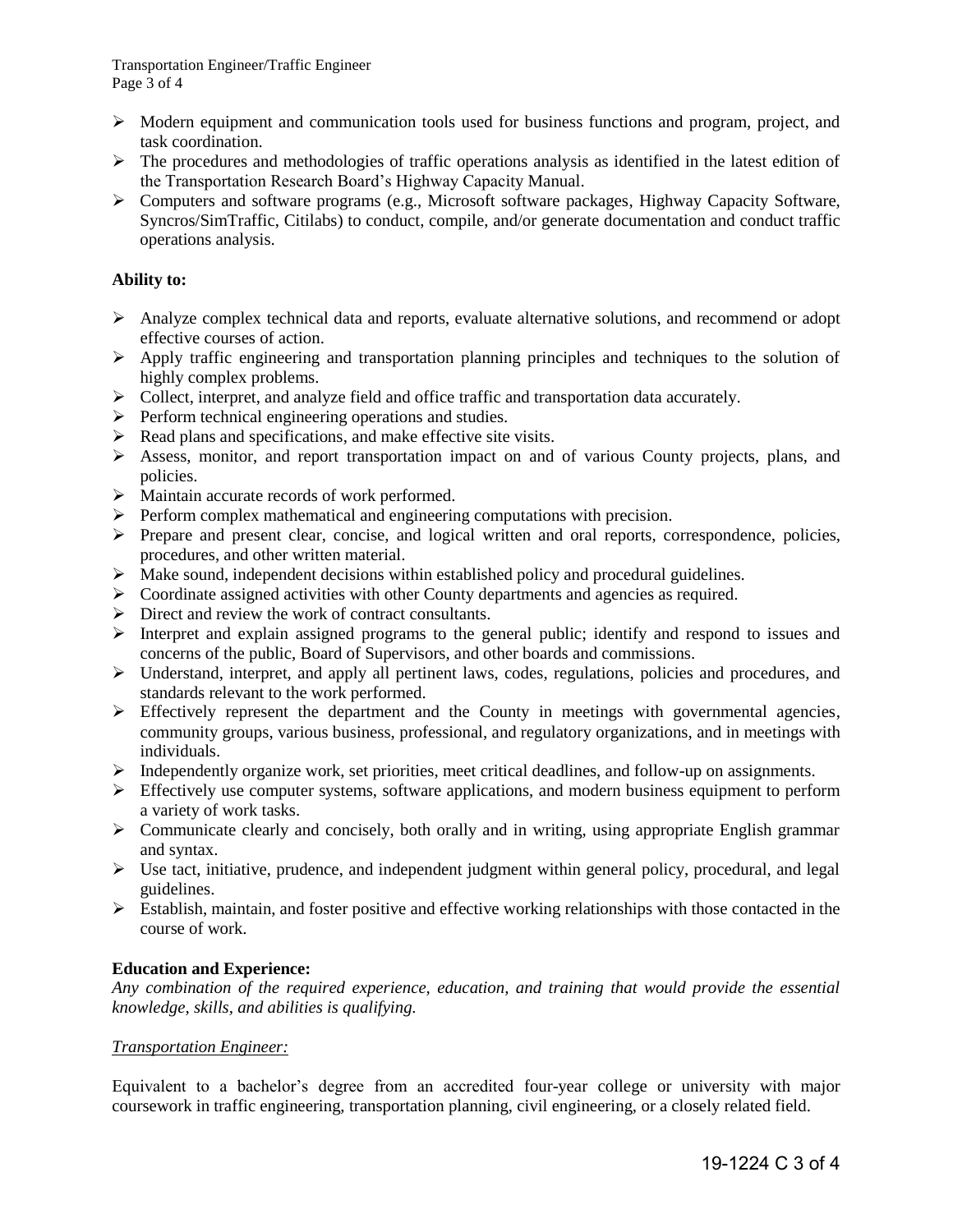- Modern equipment and communication tools used for business functions and program, project, and task coordination.
- The procedures and methodologies of traffic operations analysis as identified in the latest edition of the Transportation Research Board's Highway Capacity Manual.
- Computers and software programs (e.g., Microsoft software packages, Highway Capacity Software, Syncros/SimTraffic, Citilabs) to conduct, compile, and/or generate documentation and conduct traffic operations analysis.

**Ability to:**

- Analyze complex technical data and reports, evaluate alternative solutions, and recommend or adopt effective courses of action.
- Apply traffic engineering and transportation planning principles and techniques to the solution of highly complex problems.
- Collect, interpret, and analyze field and office traffic and transportation data accurately.
- Perform technical engineering operations and studies.
- Read plans and specifications, and make effective site visits.
- Assess, monitor, and report transportation impact on and of various County projects, plans, and policies.
- Maintain accurate records of work performed.
- Perform complex mathematical and engineering computations with precision.
- Prepare and present clear, concise, and logical written and oral reports, correspondence, policies, procedures, and other written material.
- Make sound, independent decisions within established policy and procedural guidelines.
- Coordinate assigned activities with other County departments and agencies as required.
- Direct and review the work of contract consultants.
- Interpret and explain assigned programs to the general public; identify and respond to issues and concerns of the public, Board of Supervisors, and other boards and commissions.
- Understand, interpret, and apply all pertinent laws, codes, regulations, policies and procedures, and standards relevant to the work performed.
- Effectively represent the department and the County in meetings with governmental agencies, community groups, various business, professional, and regulatory organizations, and in meetings with individuals.
- Independently organize work, set priorities, meet critical deadlines, and follow-up on assignments.
- Effectively use computer systems, software applications, and modern business equipment to perform a variety of work tasks.
- Communicate clearly and concisely, both orally and in writing, using appropriate English grammar and syntax.
- Use tact, initiative, prudence, and independent judgment within general policy, procedural, and legal guidelines.
- Establish, maintain, and foster positive and effective working relationships with those contacted in the course of work.

**Education and Experience:**

*Any combination of the required experience, education, and training that would provide the essential knowledge, skills, and abilities is qualifying.*

*Transportation Engineer:*

Equivalent to a bachelor's degree from an accredited four-year college or university with major coursework in traffic engineering, transportation planning, civil engineering, or a closely related field.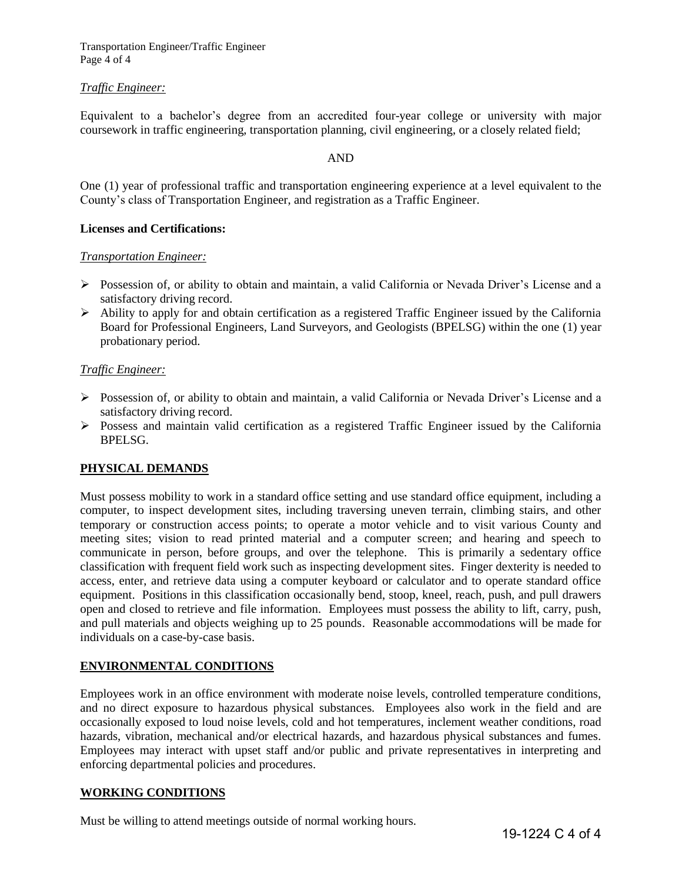*Traffic Engineer:*

Equivalent to a bachelor's degree from an accredited four-year college or university with major coursework in traffic engineering, transportation planning, civil engineering, or a closely related field;

AND

One (1) year of professional traffic and transportation engineering experience at a level equivalent to the County's class of Transportation Engineer, and registration as a Traffic Engineer.

**Licenses and Certifications:**

*Transportation Engineer:*

- Possession of, or ability to obtain and maintain, a valid California or Nevada Driver's License and a satisfactory driving record.
- Ability to apply for and obtain certification as a registered Traffic Engineer issued by the California Board for Professional Engineers, Land Surveyors, and Geologists (BPELSG) within the one (1) year probationary period.

*Traffic Engineer:*

- Possession of, or ability to obtain and maintain, a valid California or Nevada Driver's License and a satisfactory driving record.
- Possess and maintain valid certification as a registered Traffic Engineer issued by the California BPELSG.

## PHYSICAL DEMANDS

Must possess mobility to work in a standard office setting and use standard office equipment, including a computer, to inspect development sites, including traversing uneven terrain, climbing stairs, and other temporary or construction access points; to operate a motor vehicle and to visit various County and meeting sites; vision to read printed material and a computer screen; and hearing and speech to communicate in person, before groups, and over the telephone. This is primarily a sedentary office classification with frequent field work such as inspecting development sites. Finger dexterity is needed to access, enter, and retrieve data using a computer keyboard or calculator and to operate standard office equipment. Positions in this classification occasionally bend, stoop, kneel, reach, push, and pull drawers open and closed to retrieve and file information. Employees must possess the ability to lift, carry, push, and pull materials and objects weighing up to 25 pounds. Reasonable accommodations will be made for individuals on a case-by-case basis.

## ENVIRONMENTAL CONDITIONS

Employees work in an office environment with moderate noise levels, controlled temperature conditions, and no direct exposure to hazardous physical substances. Employees also work in the field and are occasionally exposed to loud noise levels, cold and hot temperatures, inclement weather conditions, road hazards, vibration, mechanical and/or electrical hazards, and hazardous physical substances and fumes. Employees may interact with upset staff and/or public and private representatives in interpreting and enforcing departmental policies and procedures.

## WORKING CONDITIONS

Must be willing to attend meetings outside of normal working hours.